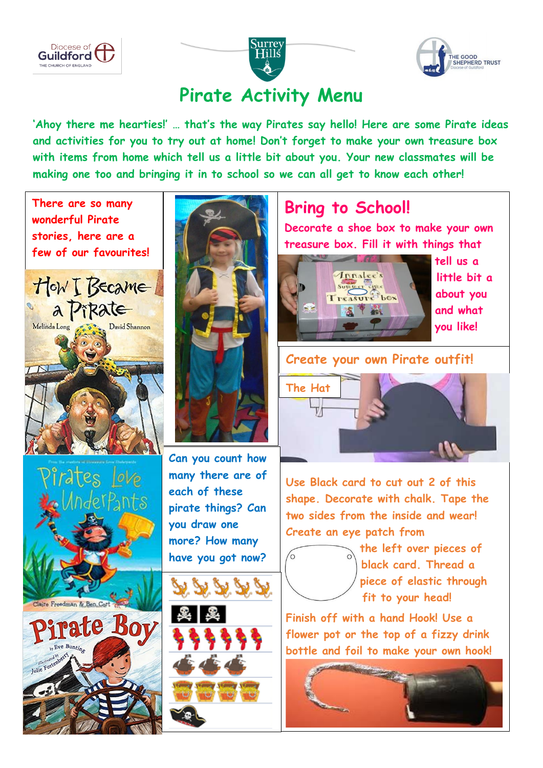# Pirate Activity Menu

'Ahoy there me hearties!' … that's the way Pirates say hello! Here are some Pirate ideas and activities for you to try out at home! Don't forget to make your own treasure box with items from home which tell us a little bit about you. Your new classmates will be making one too and bringing it in to school so we can all get to know each other!

There are so many wonderful Pirate stories, here are a few of our favourites!

How I Became a Pirate — Melinda Long, David Shannon

Pirates Love Underpants — Claire Freedman & Ben Cort

Pirate Boy — Eve Bunting, illustrated by Julie Fortenberry

Can you count how many there are of each of these pirate things? Can you draw one more? How many have you got now?

## Bring to School!

Decorate a shoe box to make your own treasure box. Fill it with things that tell us a little bit about you and what you like!

## Create your own Pirate outfit!

### The Hat

Use Black card to cut out 2 of this shape. Decorate with chalk. Tape the two sides from the inside and wear!

Create an eye patch from the left over pieces of black card. Thread a piece of elastic through fit to your head!

Finish off with a hand Hook! Use a flower pot or the top of a fizzy drink bottle and foil to make your own hook!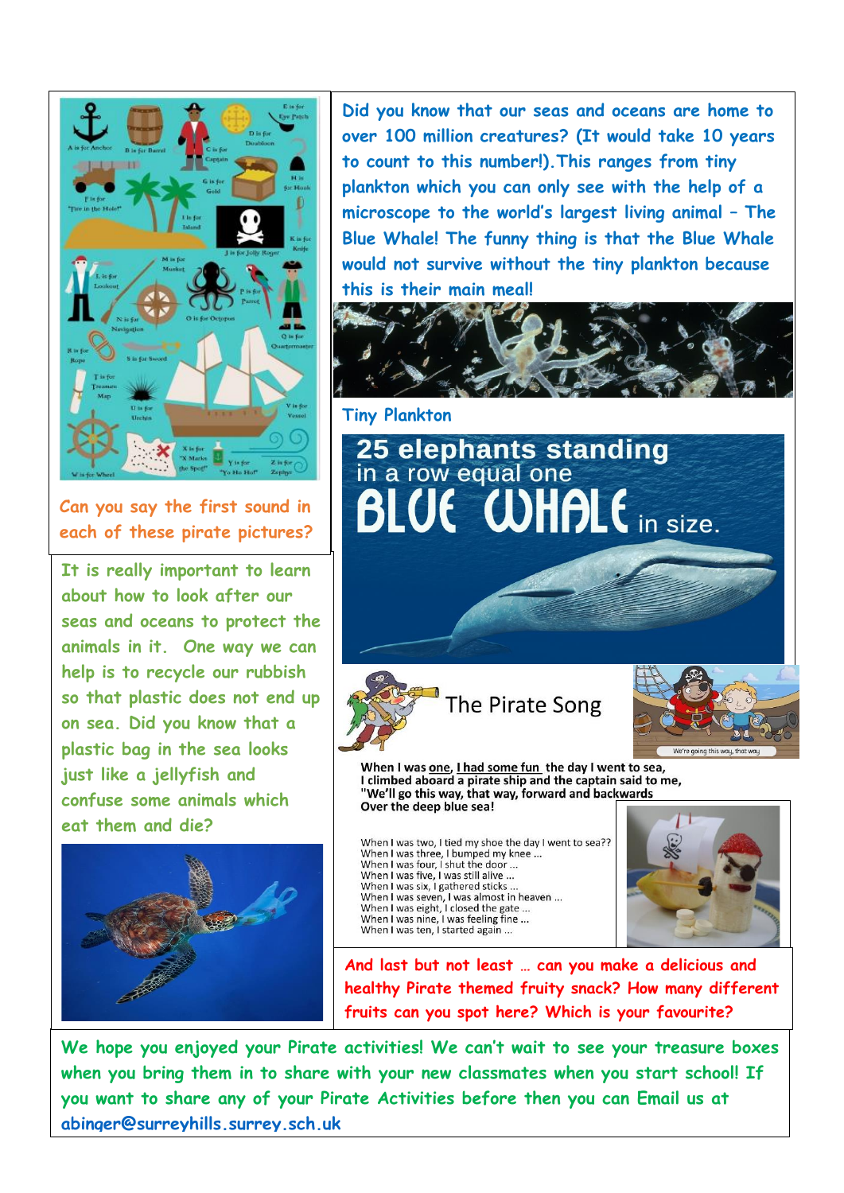Can you say the first sound in each of these pirate pictures?

It is really important to learn about how to look after our seas and oceans to protect the animals in it. One way we can help is to recycle our rubbish so that plastic does not end up on sea. Did you know that a plastic bag in the sea looks just like a jellyfish and confuse some animals which eat them and die?

Did you know that our seas and oceans are home to over 100 million creatures? (It would take 10 years to count to this number!). This ranges from tiny plankton which you can only see with the help of a microscope to the world's largest living animal – The Blue Whale! The funny thing is that the Blue Whale would not survive without the tiny plankton because this is their main meal!

Tiny Plankton

25 elephants standing in a row equal one BLUE WHALE in size.

## The Pirate Song

When I was one, I had some fun the day I went to sea,
I climbed aboard a pirate ship and the captain said to me,
"We'll go this way, that way, forward and backwards
Over the deep blue sea!

When I was two, I tied my shoe the day I went to sea??
When I was three, I bumped my knee ...
When I was four, I shut the door ...
When I was five, I was still alive ...
When I was six, I gathered sticks ...
When I was seven, I was almost in heaven ...
When I was eight, I closed the gate ...
When I was nine, I was feeling fine ...
When I was ten, I started again ...

And last but not least … can you make a delicious and healthy Pirate themed fruity snack? How many different fruits can you spot here? Which is your favourite?

We hope you enjoyed your Pirate activities! We can't wait to see your treasure boxes when you bring them in to share with your new classmates when you start school! If you want to share any of your Pirate Activities before then you can Email us at abinger@surreyhills.surrey.sch.uk